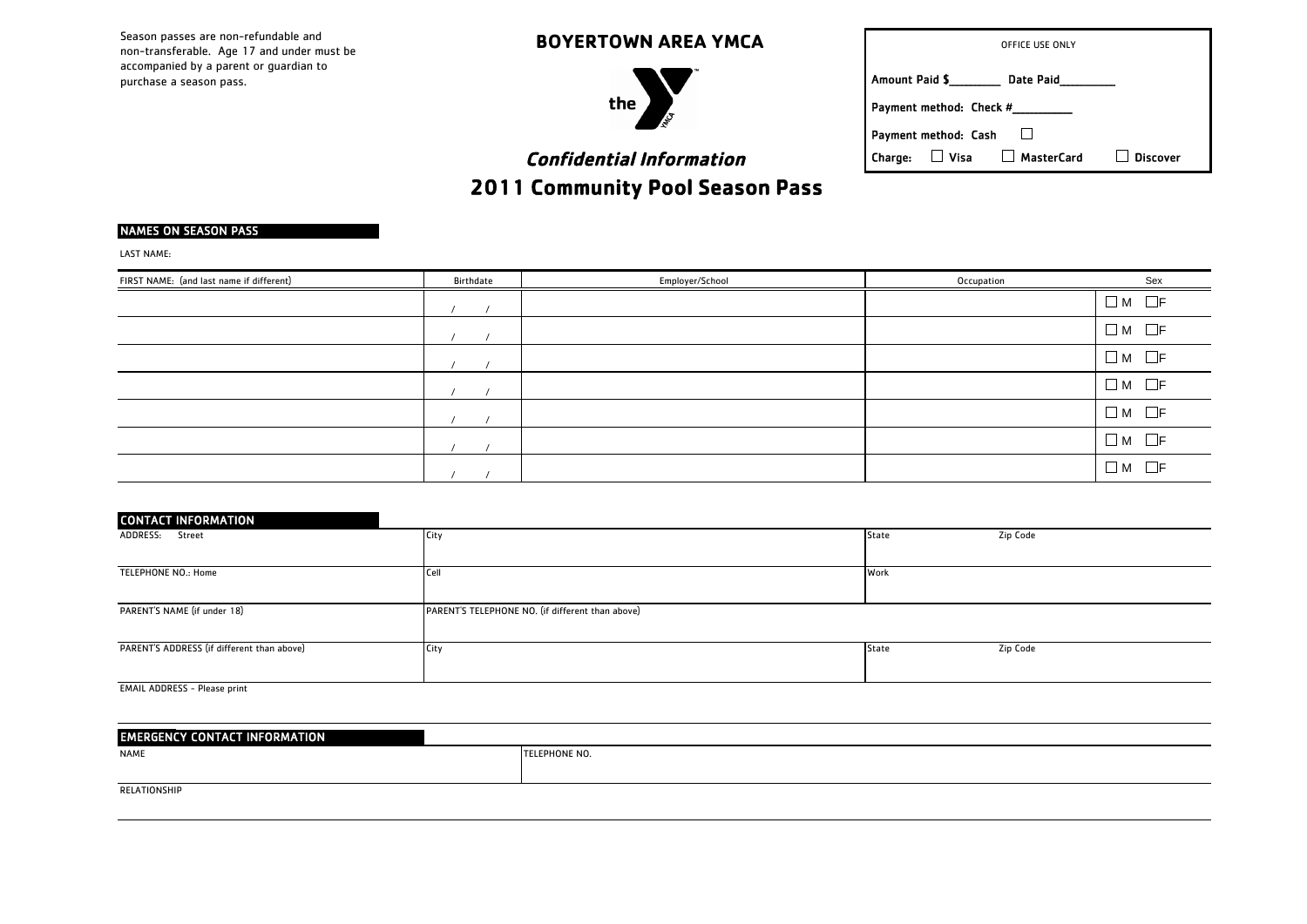Season passes are non-refundable and non-transferable. Age 17 and under must be accompanied by a parent or guardian to purchase a season pass.

# BOYERTOWN AREA YMCA

*Confidential Information*

## 2011 Community Pool Season Pass

| OFFICE USE ONLY | | | |
|---|---|---|---|
| Amount Paid $________ | Date Paid________ | | |
| Payment method: Check #_________ | | | |
| Payment method: Cash ☐ | | | |
| Charge: | ☐ Visa | ☐ MasterCard | ☐ Discover |

### NAMES ON SEASON PASS

LAST NAME:

| FIRST NAME: (and last name if different) | Birthdate | Employer/School | Occupation | Sex |
|---|---|---|---|---|
| | / / | | | ☐ M ☐F |
| | / / | | | ☐ M ☐F |
| | / / | | | ☐ M ☐F |
| | / / | | | ☐ M ☐F |
| | / / | | | ☐ M ☐F |
| | / / | | | ☐ M ☐F |
| | / / | | | ☐ M ☐F |

### CONTACT INFORMATION

| ADDRESS: Street | City | State | Zip Code |
|---|---|---|---|
| TELEPHONE NO.: Home | Cell | Work | |
| PARENT'S NAME (if under 18) | PARENT'S TELEPHONE NO. (if different than above) | | |
| PARENT'S ADDRESS (if different than above) | City | State | Zip Code |

EMAIL ADDRESS - Please print

### EMERGENCY CONTACT INFORMATION

| NAME | TELEPHONE NO. |
|---|---|
| | |

RELATIONSHIP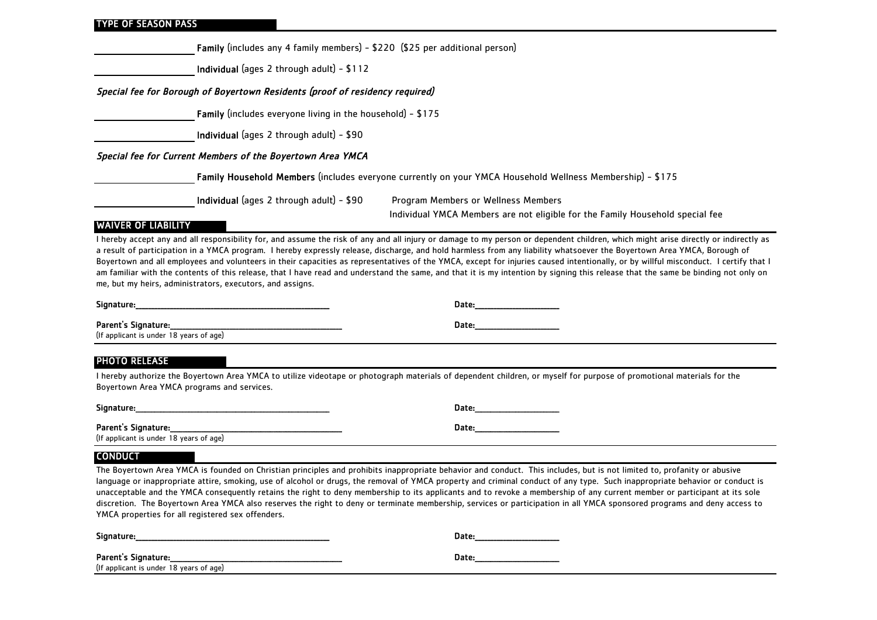## TYPE OF SEASON PASS

\_\_\_\_\_\_\_\_\_\_\_\_\_\_\_\_ **Family** (includes any 4 family members) - $220 ($25 per additional person)

\_\_\_\_\_\_\_\_\_\_\_\_\_\_\_\_ **Individual** (ages 2 through adult) - $112

*Special fee for Borough of Boyertown Residents (proof of residency required)*

\_\_\_\_\_\_\_\_\_\_\_\_\_\_\_\_ **Family** (includes everyone living in the household) - $175

\_\_\_\_\_\_\_\_\_\_\_\_\_\_\_\_ **Individual** (ages 2 through adult) - $90

*Special fee for Current Members of the Boyertown Area YMCA*

\_\_\_\_\_\_\_\_\_\_\_\_\_\_\_\_ **Family Household Members** (includes everyone currently on your YMCA Household Wellness Membership) - $175

\_\_\_\_\_\_\_\_\_\_\_\_\_\_\_\_ **Individual** (ages 2 through adult) - $90 Program Members or Wellness Members

Individual YMCA Members are not eligible for the Family Household special fee

## WAIVER OF LIABILITY

I hereby accept any and all responsibility for, and assume the risk of any and all injury or damage to my person or dependent children, which might arise directly or indirectly as a result of participation in a YMCA program. I hereby expressly release, discharge, and hold harmless from any liability whatsoever the Boyertown Area YMCA, Borough of Boyertown and all employees and volunteers in their capacities as representatives of the YMCA, except for injuries caused intentionally, or by willful misconduct. I certify that I am familiar with the contents of this release, that I have read and understand the same, and that it is my intention by signing this release that the same be binding not only on me, but my heirs, administrators, executors, and assigns.

**Signature:**\_\_\_\_\_\_\_\_\_\_\_\_\_\_\_\_\_\_\_\_\_\_\_\_\_\_\_\_\_\_\_\_\_\_ **Date:**\_\_\_\_\_\_\_\_\_\_\_\_\_\_

**Parent's Signature:**\_\_\_\_\_\_\_\_\_\_\_\_\_\_\_\_\_\_\_\_\_\_\_\_\_\_\_\_\_\_ **Date:**\_\_\_\_\_\_\_\_\_\_\_\_\_\_
(If applicant is under 18 years of age)

## PHOTO RELEASE

I hereby authorize the Boyertown Area YMCA to utilize videotape or photograph materials of dependent children, or myself for purpose of promotional materials for the Boyertown Area YMCA programs and services.

**Signature:**\_\_\_\_\_\_\_\_\_\_\_\_\_\_\_\_\_\_\_\_\_\_\_\_\_\_\_\_\_\_\_\_\_\_ **Date:**\_\_\_\_\_\_\_\_\_\_\_\_\_\_

**Parent's Signature:**\_\_\_\_\_\_\_\_\_\_\_\_\_\_\_\_\_\_\_\_\_\_\_\_\_\_\_\_\_\_ **Date:**\_\_\_\_\_\_\_\_\_\_\_\_\_\_
(If applicant is under 18 years of age)

## CONDUCT

The Boyertown Area YMCA is founded on Christian principles and prohibits inappropriate behavior and conduct. This includes, but is not limited to, profanity or abusive language or inappropriate attire, smoking, use of alcohol or drugs, the removal of YMCA property and criminal conduct of any type. Such inappropriate behavior or conduct is unacceptable and the YMCA consequently retains the right to deny membership to its applicants and to revoke a membership of any current member or participant at its sole discretion. The Boyertown Area YMCA also reserves the right to deny or terminate membership, services or participation in all YMCA sponsored programs and deny access to YMCA properties for all registered sex offenders.

**Signature:**\_\_\_\_\_\_\_\_\_\_\_\_\_\_\_\_\_\_\_\_\_\_\_\_\_\_\_\_\_\_\_\_\_\_ **Date:**\_\_\_\_\_\_\_\_\_\_\_\_\_\_

**Parent's Signature:**\_\_\_\_\_\_\_\_\_\_\_\_\_\_\_\_\_\_\_\_\_\_\_\_\_\_\_\_\_\_ **Date:**\_\_\_\_\_\_\_\_\_\_\_\_\_\_
(If applicant is under 18 years of age)